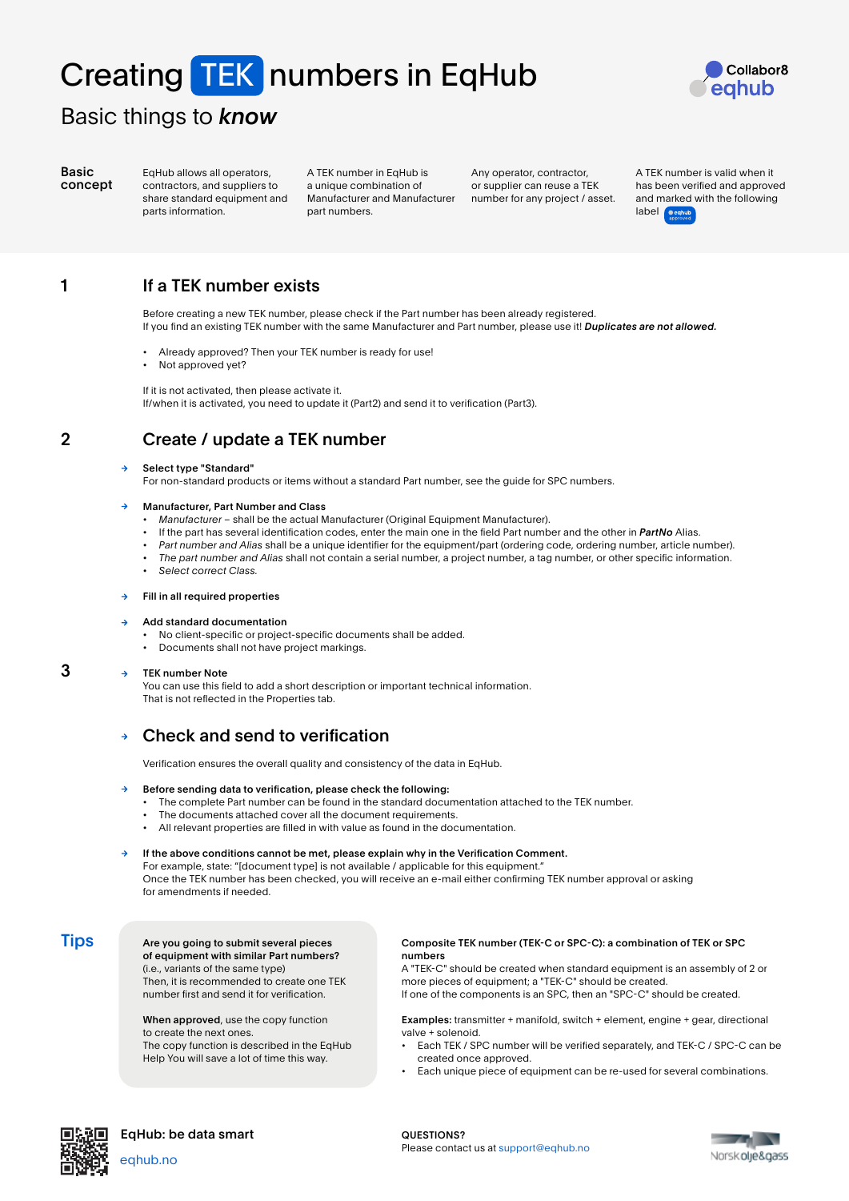# Creating TEK numbers in EqHub

## Basic things to ***know***

**Basic concept**

EqHub allows all operators, contractors, and suppliers to share standard equipment and parts information.

A TEK number in EqHub is a unique combination of Manufacturer and Manufacturer part numbers.

Any operator, contractor, or supplier can reuse a TEK number for any project / asset.

A TEK number is valid when it has been verified and approved and marked with the following label

## 1 If a TEK number exists

Before creating a new TEK number, please check if the Part number has been already registered.
If you find an existing TEK number with the same Manufacturer and Part number, please use it! ***Duplicates are not allowed.***

- Already approved? Then your TEK number is ready for use!
- Not approved yet?

If it is not activated, then please activate it.
If/when it is activated, you need to update it (Part2) and send it to verification (Part3).

## 2 Create / update a TEK number

→ **Select type "Standard"**
For non-standard products or items without a standard Part number, see the guide for SPC numbers.

→ **Manufacturer, Part Number and Class**

- *Manufacturer* – shall be the actual Manufacturer (Original Equipment Manufacturer).
- If the part has several identification codes, enter the main one in the field Part number and the other in ***PartNo*** Alias.
- *Part number and Alias* shall be a unique identifier for the equipment/part (ordering code, ordering number, article number).
- *The part number and Alias* shall not contain a serial number, a project number, a tag number, or other specific information.
- *Select correct Class.*

→ **Fill in all required properties**

→ **Add standard documentation**

- No client-specific or project-specific documents shall be added.
- Documents shall not have project markings.

→ **TEK number Note**
You can use this field to add a short description or important technical information.
That is not reflected in the Properties tab.

## 3 Check and send to verification

Verification ensures the overall quality and consistency of the data in EqHub.

→ **Before sending data to verification, please check the following:**

- The complete Part number can be found in the standard documentation attached to the TEK number.
- The documents attached cover all the document requirements.
- All relevant properties are filled in with value as found in the documentation.

→ **If the above conditions cannot be met, please explain why in the Verification Comment.**
For example, state: "[document type] is not available / applicable for this equipment."
Once the TEK number has been checked, you will receive an e-mail either confirming TEK number approval or asking for amendments if needed.

## Tips

**Are you going to submit several pieces of equipment with similar Part numbers?**
(i.e., variants of the same type)
Then, it is recommended to create one TEK number first and send it for verification.

**When approved**, use the copy function to create the next ones.
The copy function is described in the EqHub Help You will save a lot of time this way.

**Composite TEK number (TEK-C or SPC-C): a combination of TEK or SPC numbers**
A "TEK-C" should be created when standard equipment is an assembly of 2 or more pieces of equipment; a "TEK-C" should be created.
If one of the components is an SPC, then an "SPC-C" should be created.

**Examples:** transmitter + manifold, switch + element, engine + gear, directional valve + solenoid.

- Each TEK / SPC number will be verified separately, and TEK-C / SPC-C can be created once approved.
- Each unique piece of equipment can be re-used for several combinations.

**EqHub: be data smart**
eqhub.no

**QUESTIONS?**
Please contact us at support@eqhub.no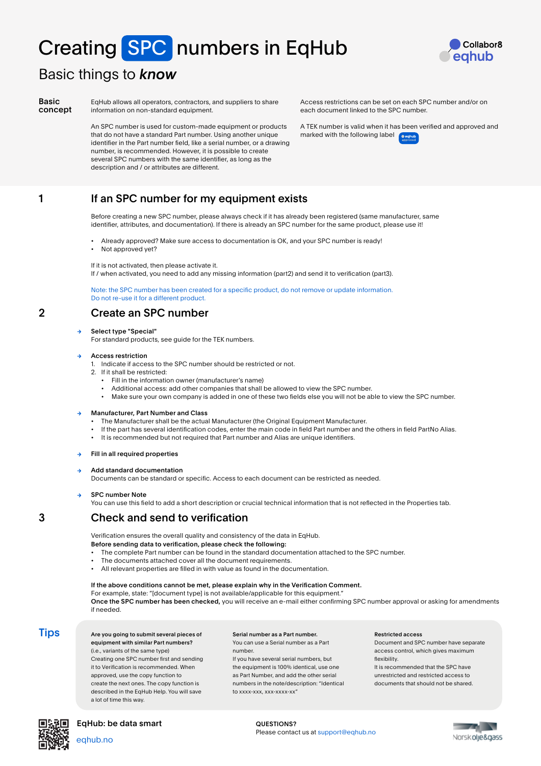# Creating SPC numbers in EqHub

## Basic things to ***know***

**Basic concept**

EqHub allows all operators, contractors, and suppliers to share information on non-standard equipment.

An SPC number is used for custom-made equipment or products that do not have a standard Part number. Using another unique identifier in the Part number field, like a serial number, or a drawing number, is recommended. However, it is possible to create several SPC numbers with the same identifier, as long as the description and / or attributes are different.

Access restrictions can be set on each SPC number and/or on each document linked to the SPC number.

A TEK number is valid when it has been verified and approved and marked with the following label

## 1 If an SPC number for my equipment exists

Before creating a new SPC number, please always check if it has already been registered (same manufacturer, same identifier, attributes, and documentation). If there is already an SPC number for the same product, please use it!

- Already approved? Make sure access to documentation is OK, and your SPC number is ready!
- Not approved yet?

If it is not activated, then please activate it.
If / when activated, you need to add any missing information (part2) and send it to verification (part3).

Note: the SPC number has been created for a specific product, do not remove or update information.
Do not re-use it for a different product.

## 2 Create an SPC number

→ **Select type "Special"**
For standard products, see guide for the TEK numbers.

→ **Access restriction**
1. Indicate if access to the SPC number should be restricted or not.
2. If it shall be restricted:
   - Fill in the information owner (manufacturer's name)
   - Additional access: add other companies that shall be allowed to view the SPC number.
   - Make sure your own company is added in one of these two fields else you will not be able to view the SPC number.

→ **Manufacturer, Part Number and Class**
- The Manufacturer shall be the actual Manufacturer (the Original Equipment Manufacturer.
- If the part has several identification codes, enter the main code in field Part number and the others in field PartNo Alias.
- It is recommended but not required that Part number and Alias are unique identifiers.

→ **Fill in all required properties**

→ **Add standard documentation**
Documents can be standard or specific. Access to each document can be restricted as needed.

→ **SPC number Note**
You can use this field to add a short description or crucial technical information that is not reflected in the Properties tab.

## 3 Check and send to verification

Verification ensures the overall quality and consistency of the data in EqHub.
**Before sending data to verification, please check the following:**
- The complete Part number can be found in the standard documentation attached to the SPC number.
- The documents attached cover all the document requirements.
- All relevant properties are filled in with value as found in the documentation.

**If the above conditions cannot be met, please explain why in the Verification Comment.**
For example, state: "[document type] is not available/applicable for this equipment."
**Once the SPC number has been checked,** you will receive an e-mail either confirming SPC number approval or asking for amendments if needed.

## Tips

**Are you going to submit several pieces of equipment with similar Part numbers?**
(i.e., variants of the same type)
Creating one SPC number first and sending it to Verification is recommended. When approved, use the copy function to create the next ones. The copy function is described in the EqHub Help. You will save a lot of time this way.

**Serial number as a Part number.**
You can use a Serial number as a Part number.
If you have several serial numbers, but the equipment is 100% identical, use one as Part Number, and add the other serial numbers in the note/description: "Identical to xxxx-xxx, xxx-xxxx-xx"

**Restricted access**
Document and SPC number have separate access control, which gives maximum flexibility.
It is recommended that the SPC have unrestricted and restricted access to documents that should not be shared.

**EqHub: be data smart**
eqhub.no

**QUESTIONS?**
Please contact us at support@eqhub.no